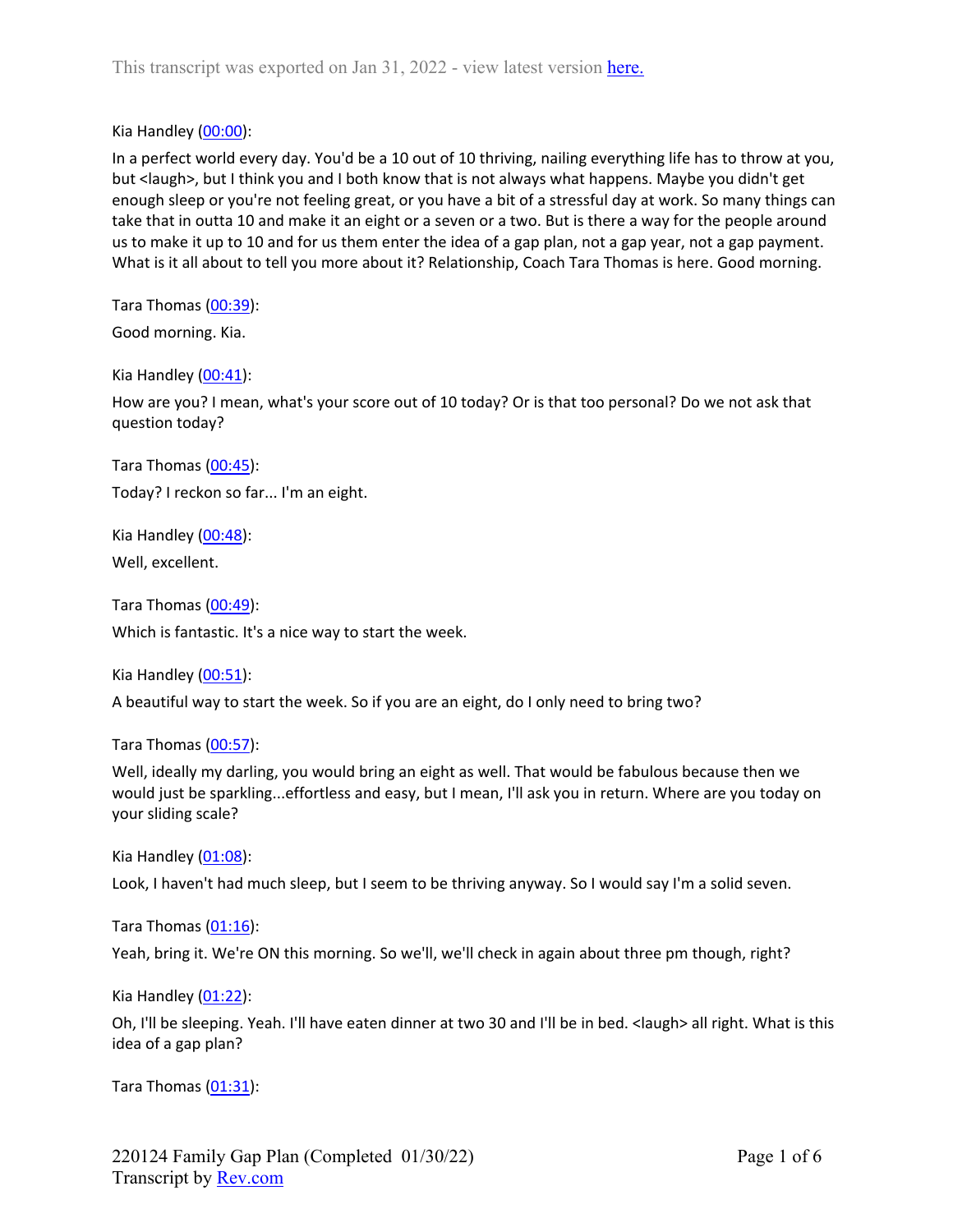This transcript was exported on Jan 31, 2022 - view latest version [here.](#)

Kia Handley ([00:00](#)):

In a perfect world every day. You'd be a 10 out of 10 thriving, nailing everything life has to throw at you, but <laugh>, but I think you and I both know that is not always what happens. Maybe you didn't get enough sleep or you're not feeling great, or you have a bit of a stressful day at work. So many things can take that in outta 10 and make it an eight or a seven or a two. But is there a way for the people around us to make it up to 10 and for us them enter the idea of a gap plan, not a gap year, not a gap payment. What is it all about to tell you more about it? Relationship, Coach Tara Thomas is here. Good morning.

Tara Thomas ([00:39](#)):

Good morning. Kia.

Kia Handley ([00:41](#)):

How are you? I mean, what's your score out of 10 today? Or is that too personal? Do we not ask that question today?

Tara Thomas ([00:45](#)):

Today? I reckon so far... I'm an eight.

Kia Handley ([00:48](#)):

Well, excellent.

Tara Thomas ([00:49](#)):

Which is fantastic. It's a nice way to start the week.

Kia Handley ([00:51](#)):

A beautiful way to start the week. So if you are an eight, do I only need to bring two?

Tara Thomas ([00:57](#)):

Well, ideally my darling, you would bring an eight as well. That would be fabulous because then we would just be sparkling...effortless and easy, but I mean, I'll ask you in return. Where are you today on your sliding scale?

Kia Handley ([01:08](#)):

Look, I haven't had much sleep, but I seem to be thriving anyway. So I would say I'm a solid seven.

Tara Thomas ([01:16](#)):

Yeah, bring it. We're ON this morning. So we'll, we'll check in again about three pm though, right?

Kia Handley ([01:22](#)):

Oh, I'll be sleeping. Yeah. I'll have eaten dinner at two 30 and I'll be in bed. <laugh> all right. What is this idea of a gap plan?

Tara Thomas ([01:31](#)):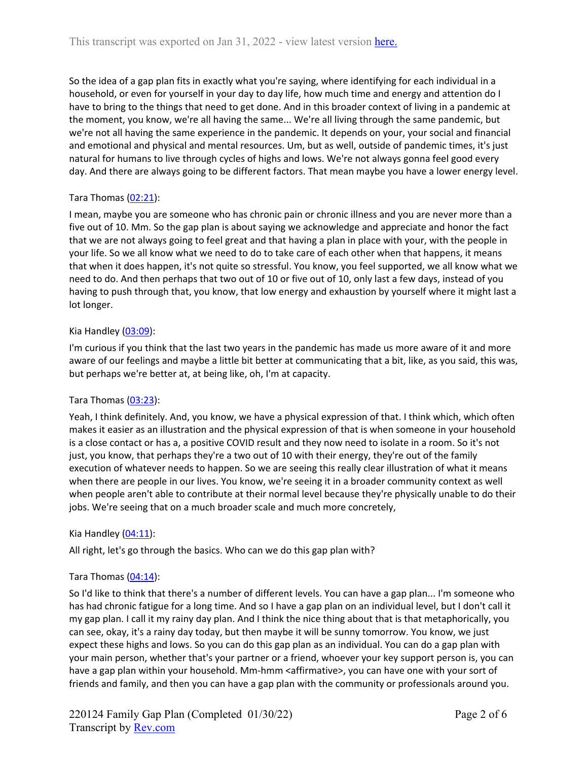So the idea of a gap plan fits in exactly what you're saying, where identifying for each individual in a household, or even for yourself in your day to day life, how much time and energy and attention do I have to bring to the things that need to get done. And in this broader context of living in a pandemic at the moment, you know, we're all having the same... We're all living through the same pandemic, but we're not all having the same experience in the pandemic. It depends on your, your social and financial and emotional and physical and mental resources. Um, but as well, outside of pandemic times, it's just natural for humans to live through cycles of highs and lows. We're not always gonna feel good every day. And there are always going to be different factors. That mean maybe you have a lower energy level.

Tara Thomas ([02:21](#)):

I mean, maybe you are someone who has chronic pain or chronic illness and you are never more than a five out of 10. Mm. So the gap plan is about saying we acknowledge and appreciate and honor the fact that we are not always going to feel great and that having a plan in place with your, with the people in your life. So we all know what we need to do to take care of each other when that happens, it means that when it does happen, it's not quite so stressful. You know, you feel supported, we all know what we need to do. And then perhaps that two out of 10 or five out of 10, only last a few days, instead of you having to push through that, you know, that low energy and exhaustion by yourself where it might last a lot longer.

Kia Handley ([03:09](#)):

I'm curious if you think that the last two years in the pandemic has made us more aware of it and more aware of our feelings and maybe a little bit better at communicating that a bit, like, as you said, this was, but perhaps we're better at, at being like, oh, I'm at capacity.

Tara Thomas ([03:23](#)):

Yeah, I think definitely. And, you know, we have a physical expression of that. I think which, which often makes it easier as an illustration and the physical expression of that is when someone in your household is a close contact or has a, a positive COVID result and they now need to isolate in a room. So it's not just, you know, that perhaps they're a two out of 10 with their energy, they're out of the family execution of whatever needs to happen. So we are seeing this really clear illustration of what it means when there are people in our lives. You know, we're seeing it in a broader community context as well when people aren't able to contribute at their normal level because they're physically unable to do their jobs. We're seeing that on a much broader scale and much more concretely,

Kia Handley ([04:11](#)):

All right, let's go through the basics. Who can we do this gap plan with?

Tara Thomas ([04:14](#)):

So I'd like to think that there's a number of different levels. You can have a gap plan... I'm someone who has had chronic fatigue for a long time. And so I have a gap plan on an individual level, but I don't call it my gap plan. I call it my rainy day plan. And I think the nice thing about that is that metaphorically, you can see, okay, it's a rainy day today, but then maybe it will be sunny tomorrow. You know, we just expect these highs and lows. So you can do this gap plan as an individual. You can do a gap plan with your main person, whether that's your partner or a friend, whoever your key support person is, you can have a gap plan within your household. Mm-hmm <affirmative>, you can have one with your sort of friends and family, and then you can have a gap plan with the community or professionals around you.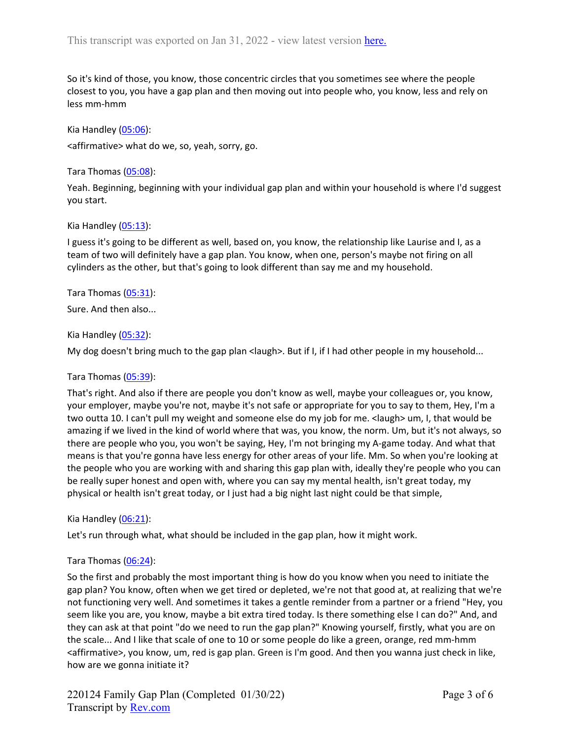So it's kind of those, you know, those concentric circles that you sometimes see where the people closest to you, you have a gap plan and then moving out into people who, you know, less and rely on less mm-hmm

Kia Handley ([05:06](#)):

<affirmative> what do we, so, yeah, sorry, go.

Tara Thomas ([05:08](#)):

Yeah. Beginning, beginning with your individual gap plan and within your household is where I'd suggest you start.

Kia Handley ([05:13](#)):

I guess it's going to be different as well, based on, you know, the relationship like Laurise and I, as a team of two will definitely have a gap plan. You know, when one, person's maybe not firing on all cylinders as the other, but that's going to look different than say me and my household.

Tara Thomas ([05:31](#)):

Sure. And then also...

Kia Handley ([05:32](#)):

My dog doesn't bring much to the gap plan <laugh>. But if I, if I had other people in my household...

Tara Thomas ([05:39](#)):

That's right. And also if there are people you don't know as well, maybe your colleagues or, you know, your employer, maybe you're not, maybe it's not safe or appropriate for you to say to them, Hey, I'm a two outta 10. I can't pull my weight and someone else do my job for me. <laugh> um, I, that would be amazing if we lived in the kind of world where that was, you know, the norm. Um, but it's not always, so there are people who you, you won't be saying, Hey, I'm not bringing my A-game today. And what that means is that you're gonna have less energy for other areas of your life. Mm. So when you're looking at the people who you are working with and sharing this gap plan with, ideally they're people who you can be really super honest and open with, where you can say my mental health, isn't great today, my physical or health isn't great today, or I just had a big night last night could be that simple,

Kia Handley ([06:21](#)):

Let's run through what, what should be included in the gap plan, how it might work.

Tara Thomas ([06:24](#)):

So the first and probably the most important thing is how do you know when you need to initiate the gap plan? You know, often when we get tired or depleted, we're not that good at, at realizing that we're not functioning very well. And sometimes it takes a gentle reminder from a partner or a friend "Hey, you seem like you are, you know, maybe a bit extra tired today. Is there something else I can do?" And, and they can ask at that point "do we need to run the gap plan?" Knowing yourself, firstly, what you are on the scale... And I like that scale of one to 10 or some people do like a green, orange, red mm-hmm <affirmative>, you know, um, red is gap plan. Green is I'm good. And then you wanna just check in like, how are we gonna initiate it?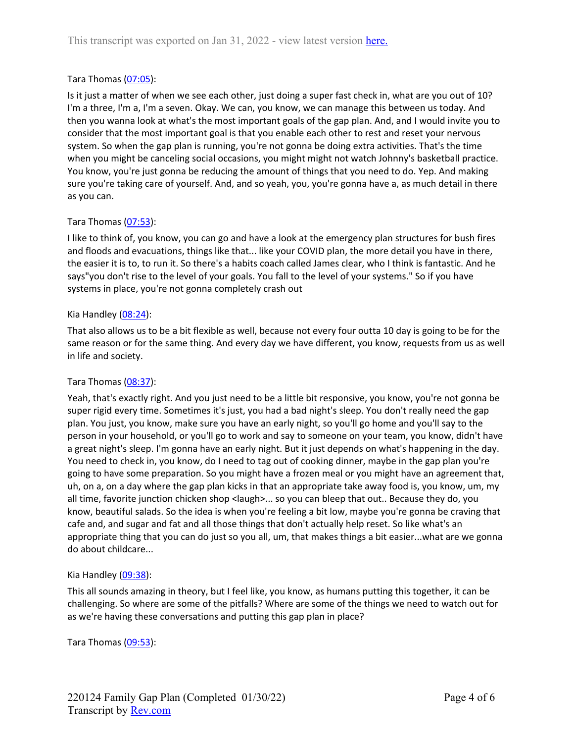Tara Thomas (07:05):

Is it just a matter of when we see each other, just doing a super fast check in, what are you out of 10? I'm a three, I'm a, I'm a seven. Okay. We can, you know, we can manage this between us today. And then you wanna look at what's the most important goals of the gap plan. And, and I would invite you to consider that the most important goal is that you enable each other to rest and reset your nervous system. So when the gap plan is running, you're not gonna be doing extra activities. That's the time when you might be canceling social occasions, you might might not watch Johnny's basketball practice. You know, you're just gonna be reducing the amount of things that you need to do. Yep. And making sure you're taking care of yourself. And, and so yeah, you, you're gonna have a, as much detail in there as you can.

Tara Thomas (07:53):

I like to think of, you know, you can go and have a look at the emergency plan structures for bush fires and floods and evacuations, things like that... like your COVID plan, the more detail you have in there, the easier it is to, to run it. So there's a habits coach called James clear, who I think is fantastic. And he says"you don't rise to the level of your goals. You fall to the level of your systems." So if you have systems in place, you're not gonna completely crash out

Kia Handley (08:24):

That also allows us to be a bit flexible as well, because not every four outta 10 day is going to be for the same reason or for the same thing. And every day we have different, you know, requests from us as well in life and society.

Tara Thomas (08:37):

Yeah, that's exactly right. And you just need to be a little bit responsive, you know, you're not gonna be super rigid every time. Sometimes it's just, you had a bad night's sleep. You don't really need the gap plan. You just, you know, make sure you have an early night, so you'll go home and you'll say to the person in your household, or you'll go to work and say to someone on your team, you know, didn't have a great night's sleep. I'm gonna have an early night. But it just depends on what's happening in the day. You need to check in, you know, do I need to tag out of cooking dinner, maybe in the gap plan you're going to have some preparation. So you might have a frozen meal or you might have an agreement that, uh, on a, on a day where the gap plan kicks in that an appropriate take away food is, you know, um, my all time, favorite junction chicken shop <laugh>... so you can bleep that out.. Because they do, you know, beautiful salads. So the idea is when you're feeling a bit low, maybe you're gonna be craving that cafe and, and sugar and fat and all those things that don't actually help reset. So like what's an appropriate thing that you can do just so you all, um, that makes things a bit easier...what are we gonna do about childcare...

Kia Handley (09:38):

This all sounds amazing in theory, but I feel like, you know, as humans putting this together, it can be challenging. So where are some of the pitfalls? Where are some of the things we need to watch out for as we're having these conversations and putting this gap plan in place?

Tara Thomas (09:53):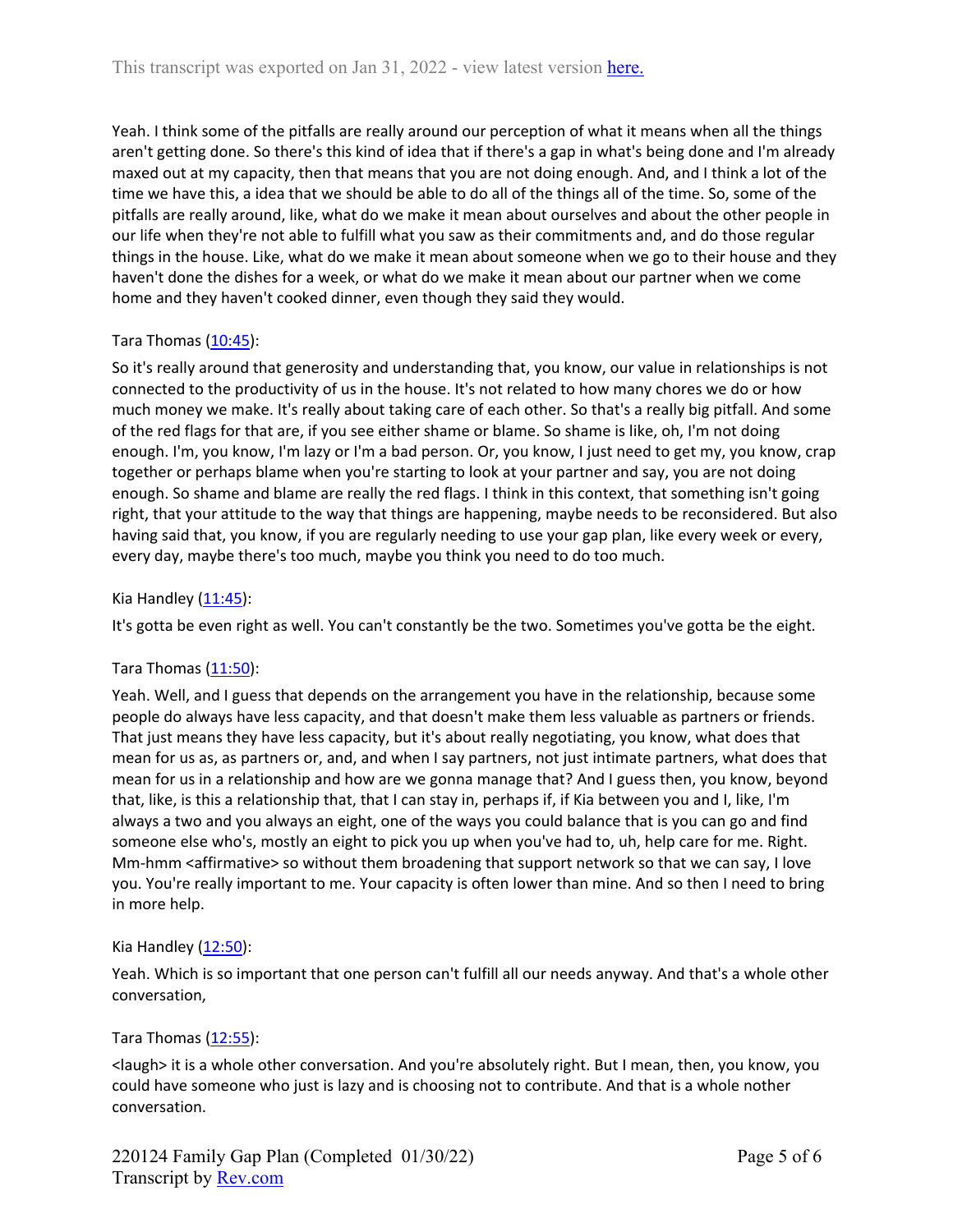Yeah. I think some of the pitfalls are really around our perception of what it means when all the things aren't getting done. So there's this kind of idea that if there's a gap in what's being done and I'm already maxed out at my capacity, then that means that you are not doing enough. And, and I think a lot of the time we have this, a idea that we should be able to do all of the things all of the time. So, some of the pitfalls are really around, like, what do we make it mean about ourselves and about the other people in our life when they're not able to fulfill what you saw as their commitments and, and do those regular things in the house. Like, what do we make it mean about someone when we go to their house and they haven't done the dishes for a week, or what do we make it mean about our partner when we come home and they haven't cooked dinner, even though they said they would.

Tara Thomas ([10:45](https://www.rev.com/transcript-editor/Edit?token=&loadFrom=DocumentDeeplink&ts=645.02)):

So it's really around that generosity and understanding that, you know, our value in relationships is not connected to the productivity of us in the house. It's not related to how many chores we do or how much money we make. It's really about taking care of each other. So that's a really big pitfall. And some of the red flags for that are, if you see either shame or blame. So shame is like, oh, I'm not doing enough. I'm, you know, I'm lazy or I'm a bad person. Or, you know, I just need to get my, you know, crap together or perhaps blame when you're starting to look at your partner and say, you are not doing enough. So shame and blame are really the red flags. I think in this context, that something isn't going right, that your attitude to the way that things are happening, maybe needs to be reconsidered. But also having said that, you know, if you are regularly needing to use your gap plan, like every week or every, every day, maybe there's too much, maybe you think you need to do too much.

Kia Handley ([11:45](https://www.rev.com/transcript-editor/Edit?token=&loadFrom=DocumentDeeplink&ts=705.0)):

It's gotta be even right as well. You can't constantly be the two. Sometimes you've gotta be the eight.

Tara Thomas ([11:50](https://www.rev.com/transcript-editor/Edit?token=&loadFrom=DocumentDeeplink&ts=710.0)):

Yeah. Well, and I guess that depends on the arrangement you have in the relationship, because some people do always have less capacity, and that doesn't make them less valuable as partners or friends. That just means they have less capacity, but it's about really negotiating, you know, what does that mean for us as, as partners or, and, and when I say partners, not just intimate partners, what does that mean for us in a relationship and how are we gonna manage that? And I guess then, you know, beyond that, like, is this a relationship that, that I can stay in, perhaps if, if Kia between you and I, like, I'm always a two and you always an eight, one of the ways you could balance that is you can go and find someone else who's, mostly an eight to pick you up when you've had to, uh, help care for me. Right. Mm-hmm <affirmative> so without them broadening that support network so that we can say, I love you. You're really important to me. Your capacity is often lower than mine. And so then I need to bring in more help.

Kia Handley ([12:50](https://www.rev.com/transcript-editor/Edit?token=&loadFrom=DocumentDeeplink&ts=770.0)):

Yeah. Which is so important that one person can't fulfill all our needs anyway. And that's a whole other conversation,

Tara Thomas ([12:55](https://www.rev.com/transcript-editor/Edit?token=&loadFrom=DocumentDeeplink&ts=775.0)):

<laugh> it is a whole other conversation. And you're absolutely right. But I mean, then, you know, you could have someone who just is lazy and is choosing not to contribute. And that is a whole nother conversation.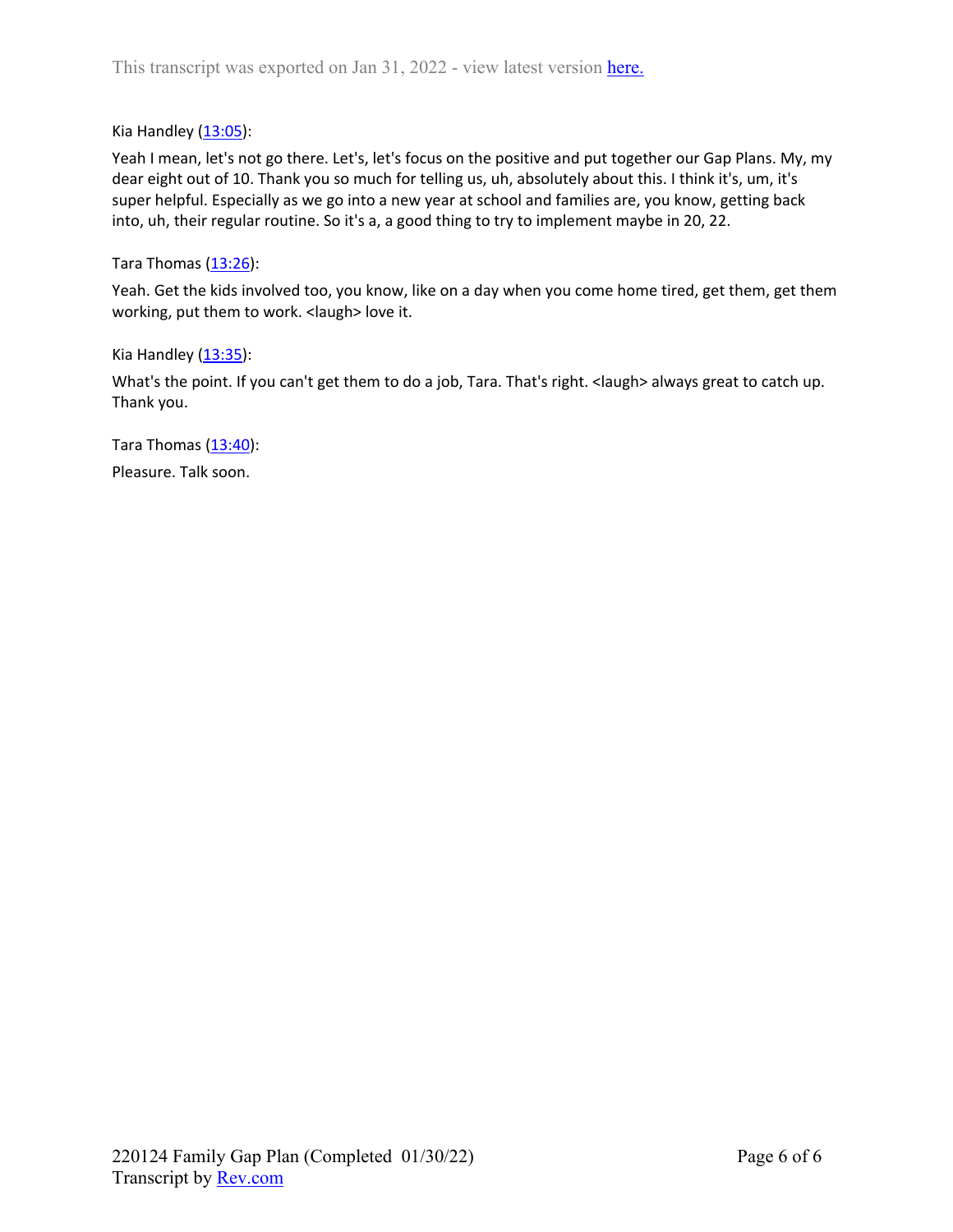Kia Handley (13:05):

Yeah I mean, let's not go there. Let's, let's focus on the positive and put together our Gap Plans. My, my dear eight out of 10. Thank you so much for telling us, uh, absolutely about this. I think it's, um, it's super helpful. Especially as we go into a new year at school and families are, you know, getting back into, uh, their regular routine. So it's a, a good thing to try to implement maybe in 20, 22.

Tara Thomas (13:26):

Yeah. Get the kids involved too, you know, like on a day when you come home tired, get them, get them working, put them to work. <laugh> love it.

Kia Handley (13:35):

What's the point. If you can't get them to do a job, Tara. That's right. <laugh> always great to catch up. Thank you.

Tara Thomas (13:40):

Pleasure. Talk soon.